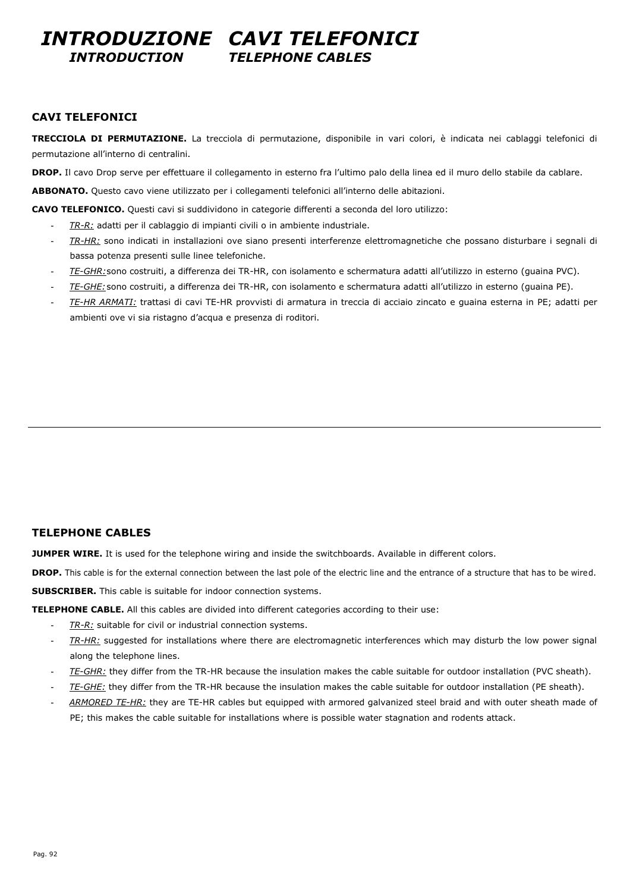# *INTRODUZIONE CAVI TELEFONICI*
## *INTRODUCTION TELEPHONE CABLES*

### CAVI TELEFONICI

**TRECCIOLA DI PERMUTAZIONE.** La trecciola di permutazione, disponibile in vari colori, è indicata nei cablaggi telefonici di permutazione all'interno di centralini.

**DROP.** Il cavo Drop serve per effettuare il collegamento in esterno fra l'ultimo palo della linea ed il muro dello stabile da cablare.

**ABBONATO.** Questo cavo viene utilizzato per i collegamenti telefonici all'interno delle abitazioni.

**CAVO TELEFONICO.** Questi cavi si suddividono in categorie differenti a seconda del loro utilizzo:

- *TR-R:* adatti per il cablaggio di impianti civili o in ambiente industriale.
- *TR-HR:* sono indicati in installazioni ove siano presenti interferenze elettromagnetiche che possano disturbare i segnali di bassa potenza presenti sulle linee telefoniche.
- *TE-GHR:* sono costruiti, a differenza dei TR-HR, con isolamento e schermatura adatti all'utilizzo in esterno (guaina PVC).
- *TE-GHE:* sono costruiti, a differenza dei TR-HR, con isolamento e schermatura adatti all'utilizzo in esterno (guaina PE).
- *TE-HR ARMATI:* trattasi di cavi TE-HR provvisti di armatura in treccia di acciaio zincato e guaina esterna in PE; adatti per ambienti ove vi sia ristagno d'acqua e presenza di roditori.

---

### TELEPHONE CABLES

**JUMPER WIRE.** It is used for the telephone wiring and inside the switchboards. Available in different colors.

**DROP.** This cable is for the external connection between the last pole of the electric line and the entrance of a structure that has to be wired.

**SUBSCRIBER.** This cable is suitable for indoor connection systems.

**TELEPHONE CABLE.** All this cables are divided into different categories according to their use:

- *TR-R:* suitable for civil or industrial connection systems.
- *TR-HR:* suggested for installations where there are electromagnetic interferences which may disturb the low power signal along the telephone lines.
- *TE-GHR:* they differ from the TR-HR because the insulation makes the cable suitable for outdoor installation (PVC sheath).
- *TE-GHE:* they differ from the TR-HR because the insulation makes the cable suitable for outdoor installation (PE sheath).
- *ARMORED TE-HR:* they are TE-HR cables but equipped with armored galvanized steel braid and with outer sheath made of PE; this makes the cable suitable for installations where is possible water stagnation and rodents attack.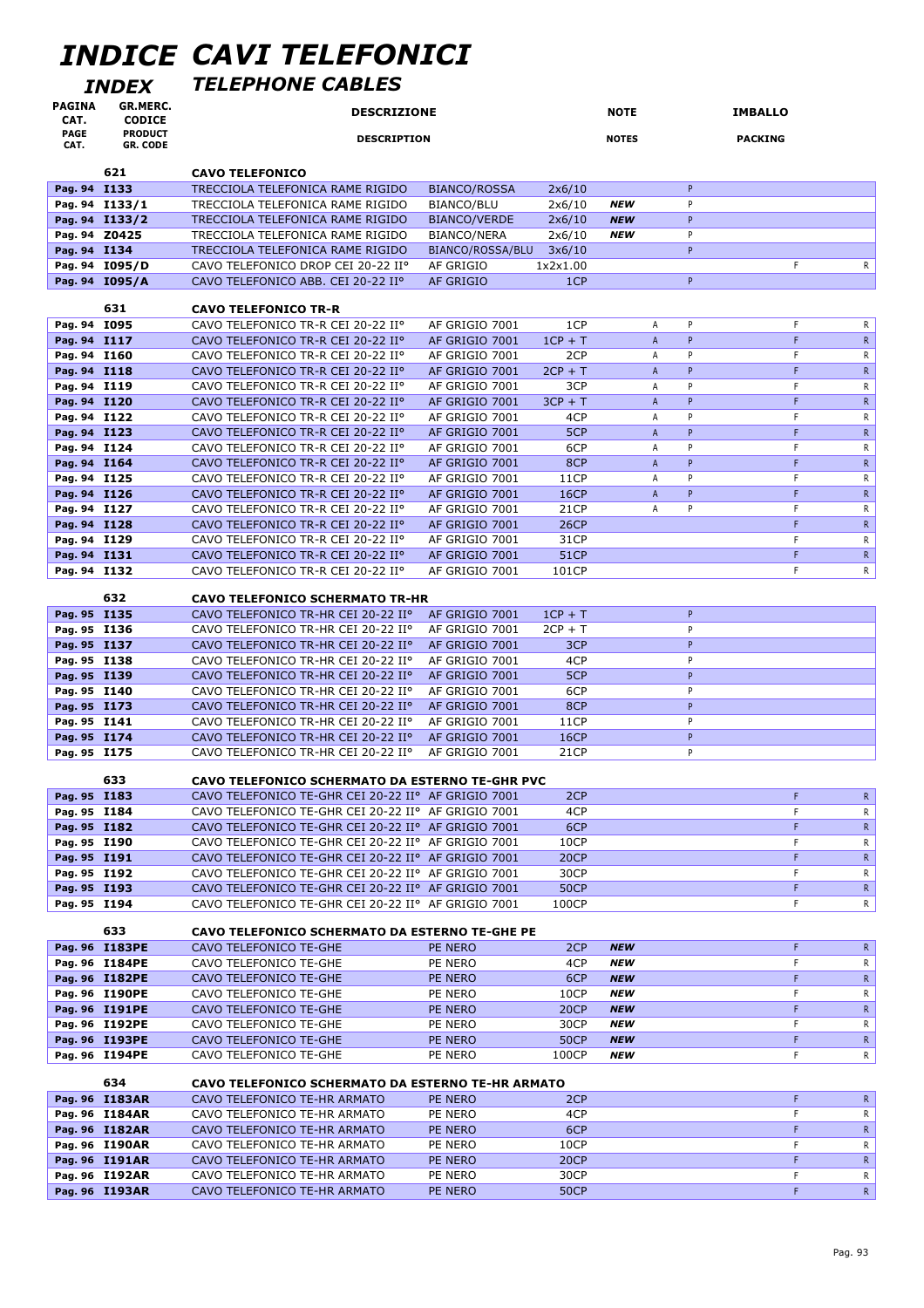# INDICE CAVI TELEFONICI

## INDEX TELEPHONE CABLES

| PAGINA CAT. / PAGE CAT. | GR.MERC. CODICE / PRODUCT GR. CODE | DESCRIZIONE / DESCRIPTION | | | NOTE / NOTES | | | IMBALLO / PACKING | |
|---|---|---|---|---|---|---|---|---|---|
| | **621** | **CAVO TELEFONICO** | | | | | | | |
| Pag. 94 | **I133** | TRECCIOLA TELEFONICA RAME RIGIDO | BIANCO/ROSSA | 2x6/10 | | | P | | |
| Pag. 94 | **I133/1** | TRECCIOLA TELEFONICA RAME RIGIDO | BIANCO/BLU | 2x6/10 | ***NEW*** | | P | | |
| Pag. 94 | **I133/2** | TRECCIOLA TELEFONICA RAME RIGIDO | BIANCO/VERDE | 2x6/10 | ***NEW*** | | P | | |
| Pag. 94 | **Z0425** | TRECCIOLA TELEFONICA RAME RIGIDO | BIANCO/NERA | 2x6/10 | ***NEW*** | | P | | |
| Pag. 94 | **I134** | TRECCIOLA TELEFONICA RAME RIGIDO | BIANCO/ROSSA/BLU | 3x6/10 | | | P | | |
| Pag. 94 | **I095/D** | CAVO TELEFONICO DROP CEI 20-22 II° | AF GRIGIO | 1x2x1.00 | | | | F | R |
| Pag. 94 | **I095/A** | CAVO TELEFONICO ABB. CEI 20-22 II° | AF GRIGIO | 1CP | | | P | | |
| | **631** | **CAVO TELEFONICO TR-R** | | | | | | | |
| Pag. 94 | **I095** | CAVO TELEFONICO TR-R CEI 20-22 II° | AF GRIGIO 7001 | 1CP | | A | P | F | R |
| Pag. 94 | **I117** | CAVO TELEFONICO TR-R CEI 20-22 II° | AF GRIGIO 7001 | 1CP + T | | A | P | F | R |
| Pag. 94 | **I160** | CAVO TELEFONICO TR-R CEI 20-22 II° | AF GRIGIO 7001 | 2CP | | A | P | F | R |
| Pag. 94 | **I118** | CAVO TELEFONICO TR-R CEI 20-22 II° | AF GRIGIO 7001 | 2CP + T | | A | P | F | R |
| Pag. 94 | **I119** | CAVO TELEFONICO TR-R CEI 20-22 II° | AF GRIGIO 7001 | 3CP | | A | P | F | R |
| Pag. 94 | **I120** | CAVO TELEFONICO TR-R CEI 20-22 II° | AF GRIGIO 7001 | 3CP + T | | A | P | F | R |
| Pag. 94 | **I122** | CAVO TELEFONICO TR-R CEI 20-22 II° | AF GRIGIO 7001 | 4CP | | A | P | F | R |
| Pag. 94 | **I123** | CAVO TELEFONICO TR-R CEI 20-22 II° | AF GRIGIO 7001 | 5CP | | A | P | F | R |
| Pag. 94 | **I124** | CAVO TELEFONICO TR-R CEI 20-22 II° | AF GRIGIO 7001 | 6CP | | A | P | F | R |
| Pag. 94 | **I164** | CAVO TELEFONICO TR-R CEI 20-22 II° | AF GRIGIO 7001 | 8CP | | A | P | F | R |
| Pag. 94 | **I125** | CAVO TELEFONICO TR-R CEI 20-22 II° | AF GRIGIO 7001 | 11CP | | A | P | F | R |
| Pag. 94 | **I126** | CAVO TELEFONICO TR-R CEI 20-22 II° | AF GRIGIO 7001 | 16CP | | A | P | F | R |
| Pag. 94 | **I127** | CAVO TELEFONICO TR-R CEI 20-22 II° | AF GRIGIO 7001 | 21CP | | A | P | F | R |
| Pag. 94 | **I128** | CAVO TELEFONICO TR-R CEI 20-22 II° | AF GRIGIO 7001 | 26CP | | | | F | R |
| Pag. 94 | **I129** | CAVO TELEFONICO TR-R CEI 20-22 II° | AF GRIGIO 7001 | 31CP | | | | F | R |
| Pag. 94 | **I131** | CAVO TELEFONICO TR-R CEI 20-22 II° | AF GRIGIO 7001 | 51CP | | | | F | R |
| Pag. 94 | **I132** | CAVO TELEFONICO TR-R CEI 20-22 II° | AF GRIGIO 7001 | 101CP | | | | F | R |
| | **632** | **CAVO TELEFONICO SCHERMATO TR-HR** | | | | | | | |
| Pag. 95 | **I135** | CAVO TELEFONICO TR-HR CEI 20-22 II° | AF GRIGIO 7001 | 1CP + T | | | P | | |
| Pag. 95 | **I136** | CAVO TELEFONICO TR-HR CEI 20-22 II° | AF GRIGIO 7001 | 2CP + T | | | P | | |
| Pag. 95 | **I137** | CAVO TELEFONICO TR-HR CEI 20-22 II° | AF GRIGIO 7001 | 3CP | | | P | | |
| Pag. 95 | **I138** | CAVO TELEFONICO TR-HR CEI 20-22 II° | AF GRIGIO 7001 | 4CP | | | P | | |
| Pag. 95 | **I139** | CAVO TELEFONICO TR-HR CEI 20-22 II° | AF GRIGIO 7001 | 5CP | | | P | | |
| Pag. 95 | **I140** | CAVO TELEFONICO TR-HR CEI 20-22 II° | AF GRIGIO 7001 | 6CP | | | P | | |
| Pag. 95 | **I173** | CAVO TELEFONICO TR-HR CEI 20-22 II° | AF GRIGIO 7001 | 8CP | | | P | | |
| Pag. 95 | **I141** | CAVO TELEFONICO TR-HR CEI 20-22 II° | AF GRIGIO 7001 | 11CP | | | P | | |
| Pag. 95 | **I174** | CAVO TELEFONICO TR-HR CEI 20-22 II° | AF GRIGIO 7001 | 16CP | | | P | | |
| Pag. 95 | **I175** | CAVO TELEFONICO TR-HR CEI 20-22 II° | AF GRIGIO 7001 | 21CP | | | P | | |
| | **633** | **CAVO TELEFONICO SCHERMATO DA ESTERNO TE-GHR PVC** | | | | | | | |
| Pag. 95 | **I183** | CAVO TELEFONICO TE-GHR CEI 20-22 II° | AF GRIGIO 7001 | 2CP | | | | F | R |
| Pag. 95 | **I184** | CAVO TELEFONICO TE-GHR CEI 20-22 II° | AF GRIGIO 7001 | 4CP | | | | F | R |
| Pag. 95 | **I182** | CAVO TELEFONICO TE-GHR CEI 20-22 II° | AF GRIGIO 7001 | 6CP | | | | F | R |
| Pag. 95 | **I190** | CAVO TELEFONICO TE-GHR CEI 20-22 II° | AF GRIGIO 7001 | 10CP | | | | F | R |
| Pag. 95 | **I191** | CAVO TELEFONICO TE-GHR CEI 20-22 II° | AF GRIGIO 7001 | 20CP | | | | F | R |
| Pag. 95 | **I192** | CAVO TELEFONICO TE-GHR CEI 20-22 II° | AF GRIGIO 7001 | 30CP | | | | F | R |
| Pag. 95 | **I193** | CAVO TELEFONICO TE-GHR CEI 20-22 II° | AF GRIGIO 7001 | 50CP | | | | F | R |
| Pag. 95 | **I194** | CAVO TELEFONICO TE-GHR CEI 20-22 II° | AF GRIGIO 7001 | 100CP | | | | F | R |
| | **633** | **CAVO TELEFONICO SCHERMATO DA ESTERNO TE-GHE PE** | | | | | | | |
| Pag. 96 | **I183PE** | CAVO TELEFONICO TE-GHE | PE NERO | 2CP | ***NEW*** | | | F | R |
| Pag. 96 | **I184PE** | CAVO TELEFONICO TE-GHE | PE NERO | 4CP | ***NEW*** | | | F | R |
| Pag. 96 | **I182PE** | CAVO TELEFONICO TE-GHE | PE NERO | 6CP | ***NEW*** | | | F | R |
| Pag. 96 | **I190PE** | CAVO TELEFONICO TE-GHE | PE NERO | 10CP | ***NEW*** | | | F | R |
| Pag. 96 | **I191PE** | CAVO TELEFONICO TE-GHE | PE NERO | 20CP | ***NEW*** | | | F | R |
| Pag. 96 | **I192PE** | CAVO TELEFONICO TE-GHE | PE NERO | 30CP | ***NEW*** | | | F | R |
| Pag. 96 | **I193PE** | CAVO TELEFONICO TE-GHE | PE NERO | 50CP | ***NEW*** | | | F | R |
| Pag. 96 | **I194PE** | CAVO TELEFONICO TE-GHE | PE NERO | 100CP | ***NEW*** | | | F | R |
| | **634** | **CAVO TELEFONICO SCHERMATO DA ESTERNO TE-HR ARMATO** | | | | | | | |
| Pag. 96 | **I183AR** | CAVO TELEFONICO TE-HR ARMATO | PE NERO | 2CP | | | | F | R |
| Pag. 96 | **I184AR** | CAVO TELEFONICO TE-HR ARMATO | PE NERO | 4CP | | | | F | R |
| Pag. 96 | **I182AR** | CAVO TELEFONICO TE-HR ARMATO | PE NERO | 6CP | | | | F | R |
| Pag. 96 | **I190AR** | CAVO TELEFONICO TE-HR ARMATO | PE NERO | 10CP | | | | F | R |
| Pag. 96 | **I191AR** | CAVO TELEFONICO TE-HR ARMATO | PE NERO | 20CP | | | | F | R |
| Pag. 96 | **I192AR** | CAVO TELEFONICO TE-HR ARMATO | PE NERO | 30CP | | | | F | R |
| Pag. 96 | **I193AR** | CAVO TELEFONICO TE-HR ARMATO | PE NERO | 50CP | | | | F | R |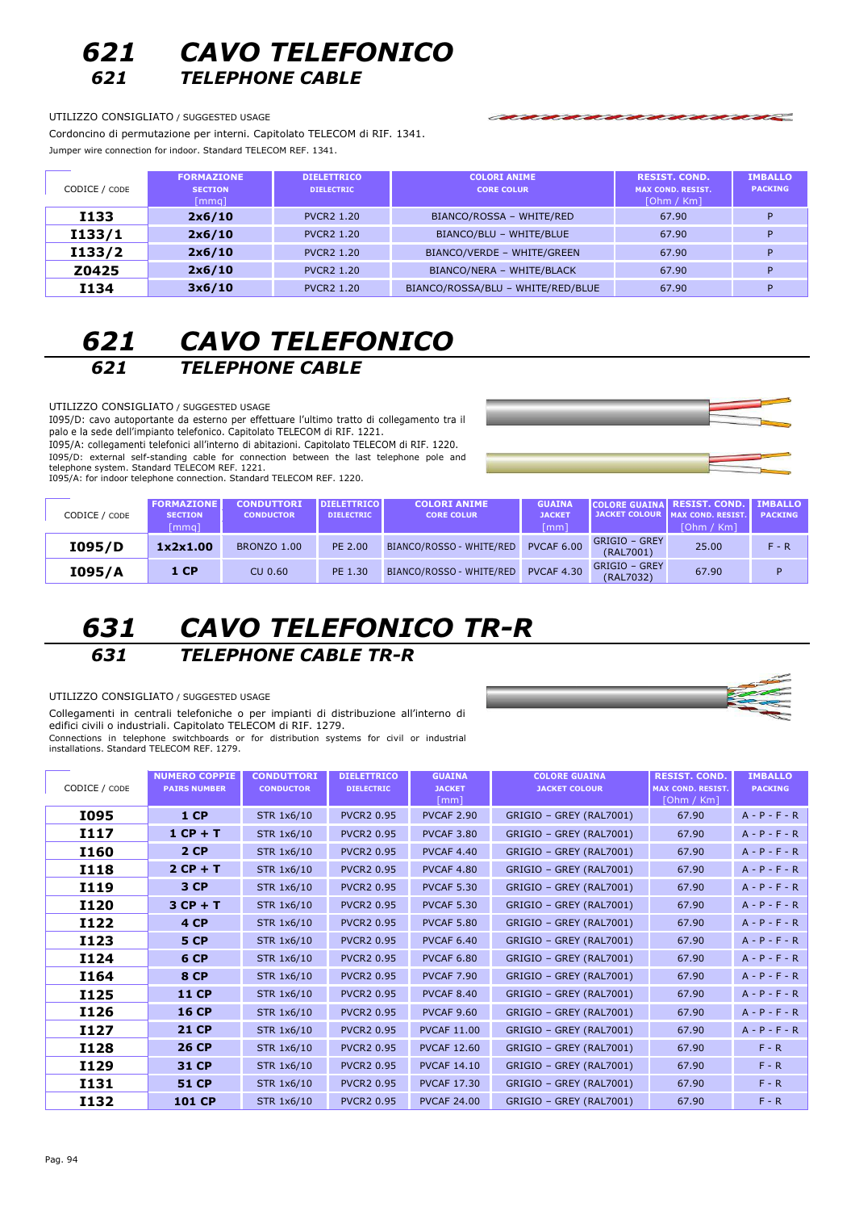# 621 CAVO TELEFONICO
## 621 TELEPHONE CABLE

UTILIZZO CONSIGLIATO / SUGGESTED USAGE

Cordoncino di permutazione per interni. Capitolato TELECOM di RIF. 1341.

Jumper wire connection for indoor. Standard TELECOM REF. 1341.

| CODICE / CODE | FORMAZIONE SECTION [mmq] | DIELETTRICO DIELECTRIC | COLORI ANIME CORE COLUR | RESIST. COND. MAX COND. RESIST. [Ohm / Km] | IMBALLO PACKING |
|---|---|---|---|---|---|
| **I133** | **2x6/10** | PVCR2 1.20 | BIANCO/ROSSA – WHITE/RED | 67.90 | P |
| **I133/1** | **2x6/10** | PVCR2 1.20 | BIANCO/BLU – WHITE/BLUE | 67.90 | P |
| **I133/2** | **2x6/10** | PVCR2 1.20 | BIANCO/VERDE – WHITE/GREEN | 67.90 | P |
| **Z0425** | **2x6/10** | PVCR2 1.20 | BIANCO/NERA – WHITE/BLACK | 67.90 | P |
| **I134** | **3x6/10** | PVCR2 1.20 | BIANCO/ROSSA/BLU – WHITE/RED/BLUE | 67.90 | P |

# 621 CAVO TELEFONICO
## 621 TELEPHONE CABLE

UTILIZZO CONSIGLIATO / SUGGESTED USAGE

I095/D: cavo autoportante da esterno per effettuare l'ultimo tratto di collegamento tra il palo e la sede dell'impianto telefonico. Capitolato TELECOM di RIF. 1221.

I095/A: collegamenti telefonici all'interno di abitazioni. Capitolato TELECOM di RIF. 1220.

I095/D: external self-standing cable for connection between the last telephone pole and telephone system. Standard TELECOM REF. 1221.

I095/A: for indoor telephone connection. Standard TELECOM REF. 1220.

| CODICE / CODE | FORMAZIONE SECTION [mmq] | CONDUTTORI CONDUCTOR | DIELETTRICO DIELECTRIC | COLORI ANIME CORE COLUR | GUAINA JACKET [mm] | COLORE GUAINA JACKET COLOUR | RESIST. COND. MAX COND. RESIST. [Ohm / Km] | IMBALLO PACKING |
|---|---|---|---|---|---|---|---|---|
| **I095/D** | **1x2x1.00** | BRONZO 1.00 | PE 2.00 | BIANCO/ROSSO - WHITE/RED | PVCAF 6.00 | GRIGIO – GREY (RAL7001) | 25.00 | F - R |
| **I095/A** | **1 CP** | CU 0.60 | PE 1.30 | BIANCO/ROSSO - WHITE/RED | PVCAF 4.30 | GRIGIO – GREY (RAL7032) | 67.90 | P |

# 631 CAVO TELEFONICO TR-R
## 631 TELEPHONE CABLE TR-R

UTILIZZO CONSIGLIATO / SUGGESTED USAGE

Collegamenti in centrali telefoniche o per impianti di distribuzione all'interno di edifici civili o industriali. Capitolato TELECOM di RIF. 1279.

Connections in telephone switchboards or for distribution systems for civil or industrial installations. Standard TELECOM REF. 1279.

| CODICE / CODE | NUMERO COPPIE PAIRS NUMBER | CONDUTTORI CONDUCTOR | DIELETTRICO DIELECTRIC | GUAINA JACKET [mm] | COLORE GUAINA JACKET COLOUR | RESIST. COND. MAX COND. RESIST. [Ohm / Km] | IMBALLO PACKING |
|---|---|---|---|---|---|---|---|
| **I095** | **1 CP** | STR 1x6/10 | PVCR2 0.95 | PVCAF 2.90 | GRIGIO – GREY (RAL7001) | 67.90 | A - P - F - R |
| **I117** | **1 CP + T** | STR 1x6/10 | PVCR2 0.95 | PVCAF 3.80 | GRIGIO – GREY (RAL7001) | 67.90 | A - P - F - R |
| **I160** | **2 CP** | STR 1x6/10 | PVCR2 0.95 | PVCAF 4.40 | GRIGIO – GREY (RAL7001) | 67.90 | A - P - F - R |
| **I118** | **2 CP + T** | STR 1x6/10 | PVCR2 0.95 | PVCAF 4.80 | GRIGIO – GREY (RAL7001) | 67.90 | A - P - F - R |
| **I119** | **3 CP** | STR 1x6/10 | PVCR2 0.95 | PVCAF 5.30 | GRIGIO – GREY (RAL7001) | 67.90 | A - P - F - R |
| **I120** | **3 CP + T** | STR 1x6/10 | PVCR2 0.95 | PVCAF 5.30 | GRIGIO – GREY (RAL7001) | 67.90 | A - P - F - R |
| **I122** | **4 CP** | STR 1x6/10 | PVCR2 0.95 | PVCAF 5.80 | GRIGIO – GREY (RAL7001) | 67.90 | A - P - F - R |
| **I123** | **5 CP** | STR 1x6/10 | PVCR2 0.95 | PVCAF 6.40 | GRIGIO – GREY (RAL7001) | 67.90 | A - P - F - R |
| **I124** | **6 CP** | STR 1x6/10 | PVCR2 0.95 | PVCAF 6.80 | GRIGIO – GREY (RAL7001) | 67.90 | A - P - F - R |
| **I164** | **8 CP** | STR 1x6/10 | PVCR2 0.95 | PVCAF 7.90 | GRIGIO – GREY (RAL7001) | 67.90 | A - P - F - R |
| **I125** | **11 CP** | STR 1x6/10 | PVCR2 0.95 | PVCAF 8.40 | GRIGIO – GREY (RAL7001) | 67.90 | A - P - F - R |
| **I126** | **16 CP** | STR 1x6/10 | PVCR2 0.95 | PVCAF 9.60 | GRIGIO – GREY (RAL7001) | 67.90 | A - P - F - R |
| **I127** | **21 CP** | STR 1x6/10 | PVCR2 0.95 | PVCAF 11.00 | GRIGIO – GREY (RAL7001) | 67.90 | A - P - F - R |
| **I128** | **26 CP** | STR 1x6/10 | PVCR2 0.95 | PVCAF 12.60 | GRIGIO – GREY (RAL7001) | 67.90 | F - R |
| **I129** | **31 CP** | STR 1x6/10 | PVCR2 0.95 | PVCAF 14.10 | GRIGIO – GREY (RAL7001) | 67.90 | F - R |
| **I131** | **51 CP** | STR 1x6/10 | PVCR2 0.95 | PVCAF 17.30 | GRIGIO – GREY (RAL7001) | 67.90 | F - R |
| **I132** | **101 CP** | STR 1x6/10 | PVCR2 0.95 | PVCAF 24.00 | GRIGIO – GREY (RAL7001) | 67.90 | F - R |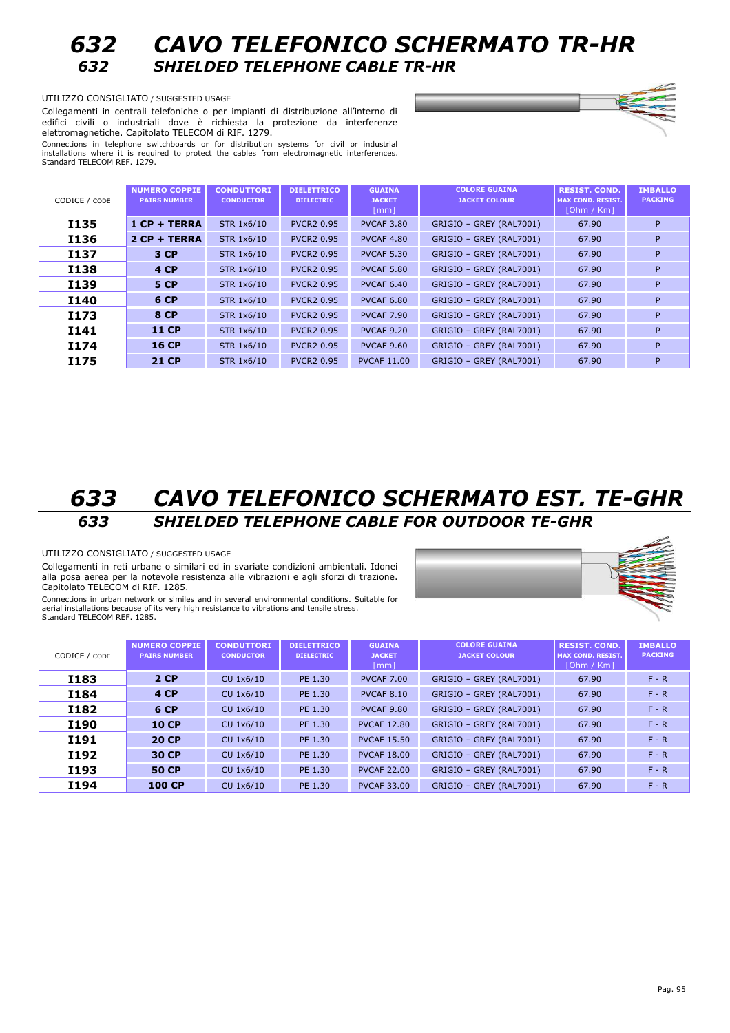# 632 CAVO TELEFONICO SCHERMATO TR-HR
## 632 SHIELDED TELEPHONE CABLE TR-HR

UTILIZZO CONSIGLIATO / SUGGESTED USAGE

Collegamenti in centrali telefoniche o per impianti di distribuzione all'interno di edifici civili o industriali dove è richiesta la protezione da interferenze elettromagnetiche. Capitolato TELECOM di RIF. 1279.

Connections in telephone switchboards or for distribution systems for civil or industrial installations where it is required to protect the cables from electromagnetic interferences. Standard TELECOM REF. 1279.

| CODICE / CODE | NUMERO COPPIE PAIRS NUMBER | CONDUTTORI CONDUCTOR | DIELETTRICO DIELECTRIC | GUAINA JACKET [mm] | COLORE GUAINA JACKET COLOUR | RESIST. COND. MAX COND. RESIST. [Ohm / Km] | IMBALLO PACKING |
|---|---|---|---|---|---|---|---|
| **I135** | **1 CP + TERRA** | STR 1x6/10 | PVCR2 0.95 | PVCAF 3.80 | GRIGIO – GREY (RAL7001) | 67.90 | P |
| **I136** | **2 CP + TERRA** | STR 1x6/10 | PVCR2 0.95 | PVCAF 4.80 | GRIGIO – GREY (RAL7001) | 67.90 | P |
| **I137** | **3 CP** | STR 1x6/10 | PVCR2 0.95 | PVCAF 5.30 | GRIGIO – GREY (RAL7001) | 67.90 | P |
| **I138** | **4 CP** | STR 1x6/10 | PVCR2 0.95 | PVCAF 5.80 | GRIGIO – GREY (RAL7001) | 67.90 | P |
| **I139** | **5 CP** | STR 1x6/10 | PVCR2 0.95 | PVCAF 6.40 | GRIGIO – GREY (RAL7001) | 67.90 | P |
| **I140** | **6 CP** | STR 1x6/10 | PVCR2 0.95 | PVCAF 6.80 | GRIGIO – GREY (RAL7001) | 67.90 | P |
| **I173** | **8 CP** | STR 1x6/10 | PVCR2 0.95 | PVCAF 7.90 | GRIGIO – GREY (RAL7001) | 67.90 | P |
| **I141** | **11 CP** | STR 1x6/10 | PVCR2 0.95 | PVCAF 9.20 | GRIGIO – GREY (RAL7001) | 67.90 | P |
| **I174** | **16 CP** | STR 1x6/10 | PVCR2 0.95 | PVCAF 9.60 | GRIGIO – GREY (RAL7001) | 67.90 | P |
| **I175** | **21 CP** | STR 1x6/10 | PVCR2 0.95 | PVCAF 11.00 | GRIGIO – GREY (RAL7001) | 67.90 | P |

# 633 CAVO TELEFONICO SCHERMATO EST. TE-GHR
## 633 SHIELDED TELEPHONE CABLE FOR OUTDOOR TE-GHR

UTILIZZO CONSIGLIATO / SUGGESTED USAGE

Collegamenti in reti urbane o similari ed in svariate condizioni ambientali. Idonei alla posa aerea per la notevole resistenza alle vibrazioni e agli sforzi di trazione. Capitolato TELECOM di RIF. 1285.

Connections in urban network or similes and in several environmental conditions. Suitable for aerial installations because of its very high resistance to vibrations and tensile stress. Standard TELECOM REF. 1285.

| CODICE / CODE | NUMERO COPPIE PAIRS NUMBER | CONDUTTORI CONDUCTOR | DIELETTRICO DIELECTRIC | GUAINA JACKET [mm] | COLORE GUAINA JACKET COLOUR | RESIST. COND. MAX COND. RESIST. [Ohm / Km] | IMBALLO PACKING |
|---|---|---|---|---|---|---|---|
| **I183** | **2 CP** | CU 1x6/10 | PE 1.30 | PVCAF 7.00 | GRIGIO – GREY (RAL7001) | 67.90 | F - R |
| **I184** | **4 CP** | CU 1x6/10 | PE 1.30 | PVCAF 8.10 | GRIGIO – GREY (RAL7001) | 67.90 | F - R |
| **I182** | **6 CP** | CU 1x6/10 | PE 1.30 | PVCAF 9.80 | GRIGIO – GREY (RAL7001) | 67.90 | F - R |
| **I190** | **10 CP** | CU 1x6/10 | PE 1.30 | PVCAF 12.80 | GRIGIO – GREY (RAL7001) | 67.90 | F - R |
| **I191** | **20 CP** | CU 1x6/10 | PE 1.30 | PVCAF 15.50 | GRIGIO – GREY (RAL7001) | 67.90 | F - R |
| **I192** | **30 CP** | CU 1x6/10 | PE 1.30 | PVCAF 18.00 | GRIGIO – GREY (RAL7001) | 67.90 | F - R |
| **I193** | **50 CP** | CU 1x6/10 | PE 1.30 | PVCAF 22.00 | GRIGIO – GREY (RAL7001) | 67.90 | F - R |
| **I194** | **100 CP** | CU 1x6/10 | PE 1.30 | PVCAF 33.00 | GRIGIO – GREY (RAL7001) | 67.90 | F - R |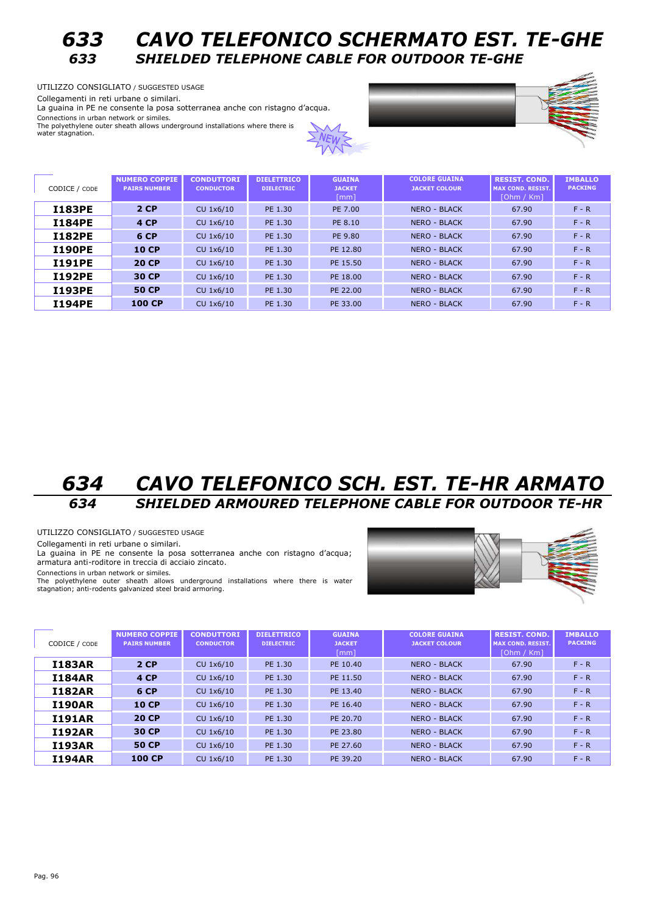# 633 CAVO TELEFONICO SCHERMATO EST. TE-GHE

## 633 SHIELDED TELEPHONE CABLE FOR OUTDOOR TE-GHE

UTILIZZO CONSIGLIATO / SUGGESTED USAGE

Collegamenti in reti urbane o similari.
La guaina in PE ne consente la posa sotterranea anche con ristagno d'acqua.

Connections in urban network or similes.
The polyethylene outer sheath allows underground installations where there is water stagnation.

NEW

| CODICE / CODE | NUMERO COPPIE PAIRS NUMBER | CONDUTTORI CONDUCTOR | DIELETTRICO DIELECTRIC | GUAINA JACKET [mm] | COLORE GUAINA JACKET COLOUR | RESIST. COND. MAX COND. RESIST. [Ohm / Km] | IMBALLO PACKING |
|---|---|---|---|---|---|---|---|
| **I183PE** | **2 CP** | CU 1x6/10 | PE 1.30 | PE 7.00 | NERO - BLACK | 67.90 | F - R |
| **I184PE** | **4 CP** | CU 1x6/10 | PE 1.30 | PE 8.10 | NERO - BLACK | 67.90 | F - R |
| **I182PE** | **6 CP** | CU 1x6/10 | PE 1.30 | PE 9.80 | NERO - BLACK | 67.90 | F - R |
| **I190PE** | **10 CP** | CU 1x6/10 | PE 1.30 | PE 12.80 | NERO - BLACK | 67.90 | F - R |
| **I191PE** | **20 CP** | CU 1x6/10 | PE 1.30 | PE 15.50 | NERO - BLACK | 67.90 | F - R |
| **I192PE** | **30 CP** | CU 1x6/10 | PE 1.30 | PE 18.00 | NERO - BLACK | 67.90 | F - R |
| **I193PE** | **50 CP** | CU 1x6/10 | PE 1.30 | PE 22.00 | NERO - BLACK | 67.90 | F - R |
| **I194PE** | **100 CP** | CU 1x6/10 | PE 1.30 | PE 33.00 | NERO - BLACK | 67.90 | F - R |

# 634 CAVO TELEFONICO SCH. EST. TE-HR ARMATO

## 634 SHIELDED ARMOURED TELEPHONE CABLE FOR OUTDOOR TE-HR

UTILIZZO CONSIGLIATO / SUGGESTED USAGE

Collegamenti in reti urbane o similari.
La guaina in PE ne consente la posa sotterranea anche con ristagno d'acqua; armatura anti-roditore in treccia di acciaio zincato.

Connections in urban network or similes.
The polyethylene outer sheath allows underground installations where there is water stagnation; anti-rodents galvanized steel braid armoring.

| CODICE / CODE | NUMERO COPPIE PAIRS NUMBER | CONDUTTORI CONDUCTOR | DIELETTRICO DIELECTRIC | GUAINA JACKET [mm] | COLORE GUAINA JACKET COLOUR | RESIST. COND. MAX COND. RESIST. [Ohm / Km] | IMBALLO PACKING |
|---|---|---|---|---|---|---|---|
| **I183AR** | **2 CP** | CU 1x6/10 | PE 1.30 | PE 10.40 | NERO - BLACK | 67.90 | F - R |
| **I184AR** | **4 CP** | CU 1x6/10 | PE 1.30 | PE 11.50 | NERO - BLACK | 67.90 | F - R |
| **I182AR** | **6 CP** | CU 1x6/10 | PE 1.30 | PE 13.40 | NERO - BLACK | 67.90 | F - R |
| **I190AR** | **10 CP** | CU 1x6/10 | PE 1.30 | PE 16.40 | NERO - BLACK | 67.90 | F - R |
| **I191AR** | **20 CP** | CU 1x6/10 | PE 1.30 | PE 20.70 | NERO - BLACK | 67.90 | F - R |
| **I192AR** | **30 CP** | CU 1x6/10 | PE 1.30 | PE 23.80 | NERO - BLACK | 67.90 | F - R |
| **I193AR** | **50 CP** | CU 1x6/10 | PE 1.30 | PE 27.60 | NERO - BLACK | 67.90 | F - R |
| **I194AR** | **100 CP** | CU 1x6/10 | PE 1.30 | PE 39.20 | NERO - BLACK | 67.90 | F - R |